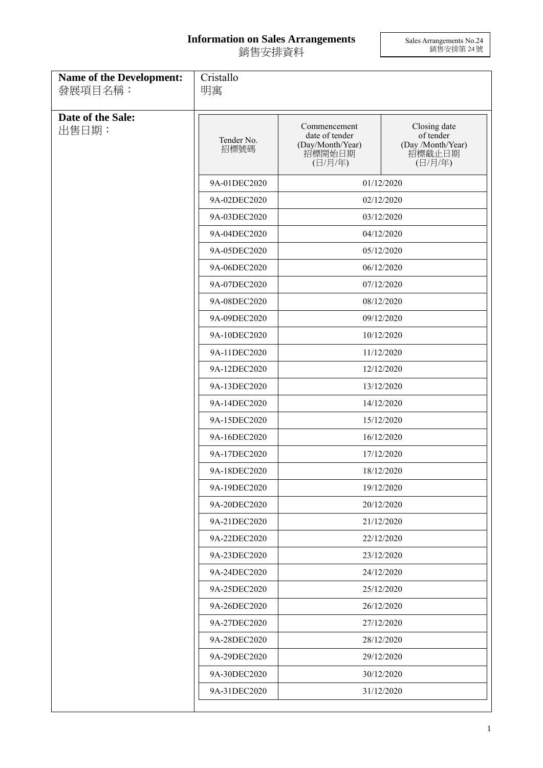# Information on Sales Arrangements
# 銷售安排資料

Sales Arrangements No.24
銷售安排第 24 號

**Name of the Development:**
發展項目名稱：

Cristallo
明寓

**Date of the Sale:**
出售日期：

| Tender No. 招標號碼 | Commencement date of tender (Day/Month/Year) 招標開始日期 (日/月/年) | Closing date of tender (Day /Month/Year) 招標截止日期 (日/月/年) |
|---|---|---|
| 9A-01DEC2020 | 01/12/2020 | |
| 9A-02DEC2020 | 02/12/2020 | |
| 9A-03DEC2020 | 03/12/2020 | |
| 9A-04DEC2020 | 04/12/2020 | |
| 9A-05DEC2020 | 05/12/2020 | |
| 9A-06DEC2020 | 06/12/2020 | |
| 9A-07DEC2020 | 07/12/2020 | |
| 9A-08DEC2020 | 08/12/2020 | |
| 9A-09DEC2020 | 09/12/2020 | |
| 9A-10DEC2020 | 10/12/2020 | |
| 9A-11DEC2020 | 11/12/2020 | |
| 9A-12DEC2020 | 12/12/2020 | |
| 9A-13DEC2020 | 13/12/2020 | |
| 9A-14DEC2020 | 14/12/2020 | |
| 9A-15DEC2020 | 15/12/2020 | |
| 9A-16DEC2020 | 16/12/2020 | |
| 9A-17DEC2020 | 17/12/2020 | |
| 9A-18DEC2020 | 18/12/2020 | |
| 9A-19DEC2020 | 19/12/2020 | |
| 9A-20DEC2020 | 20/12/2020 | |
| 9A-21DEC2020 | 21/12/2020 | |
| 9A-22DEC2020 | 22/12/2020 | |
| 9A-23DEC2020 | 23/12/2020 | |
| 9A-24DEC2020 | 24/12/2020 | |
| 9A-25DEC2020 | 25/12/2020 | |
| 9A-26DEC2020 | 26/12/2020 | |
| 9A-27DEC2020 | 27/12/2020 | |
| 9A-28DEC2020 | 28/12/2020 | |
| 9A-29DEC2020 | 29/12/2020 | |
| 9A-30DEC2020 | 30/12/2020 | |
| 9A-31DEC2020 | 31/12/2020 | |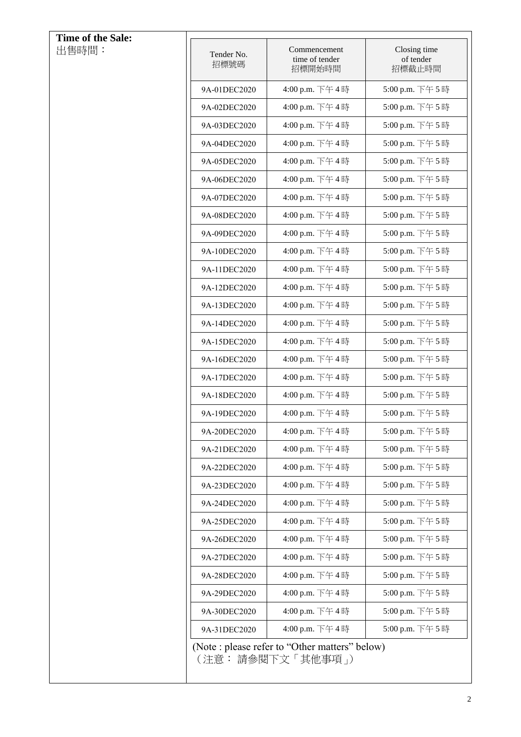**Time of the Sale:**
出售時間：

| Tender No. 招標號碼 | Commencement time of tender 招標開始時間 | Closing time of tender 招標截止時間 |
|---|---|---|
| 9A-01DEC2020 | 4:00 p.m. 下午 4 時 | 5:00 p.m. 下午 5 時 |
| 9A-02DEC2020 | 4:00 p.m. 下午 4 時 | 5:00 p.m. 下午 5 時 |
| 9A-03DEC2020 | 4:00 p.m. 下午 4 時 | 5:00 p.m. 下午 5 時 |
| 9A-04DEC2020 | 4:00 p.m. 下午 4 時 | 5:00 p.m. 下午 5 時 |
| 9A-05DEC2020 | 4:00 p.m. 下午 4 時 | 5:00 p.m. 下午 5 時 |
| 9A-06DEC2020 | 4:00 p.m. 下午 4 時 | 5:00 p.m. 下午 5 時 |
| 9A-07DEC2020 | 4:00 p.m. 下午 4 時 | 5:00 p.m. 下午 5 時 |
| 9A-08DEC2020 | 4:00 p.m. 下午 4 時 | 5:00 p.m. 下午 5 時 |
| 9A-09DEC2020 | 4:00 p.m. 下午 4 時 | 5:00 p.m. 下午 5 時 |
| 9A-10DEC2020 | 4:00 p.m. 下午 4 時 | 5:00 p.m. 下午 5 時 |
| 9A-11DEC2020 | 4:00 p.m. 下午 4 時 | 5:00 p.m. 下午 5 時 |
| 9A-12DEC2020 | 4:00 p.m. 下午 4 時 | 5:00 p.m. 下午 5 時 |
| 9A-13DEC2020 | 4:00 p.m. 下午 4 時 | 5:00 p.m. 下午 5 時 |
| 9A-14DEC2020 | 4:00 p.m. 下午 4 時 | 5:00 p.m. 下午 5 時 |
| 9A-15DEC2020 | 4:00 p.m. 下午 4 時 | 5:00 p.m. 下午 5 時 |
| 9A-16DEC2020 | 4:00 p.m. 下午 4 時 | 5:00 p.m. 下午 5 時 |
| 9A-17DEC2020 | 4:00 p.m. 下午 4 時 | 5:00 p.m. 下午 5 時 |
| 9A-18DEC2020 | 4:00 p.m. 下午 4 時 | 5:00 p.m. 下午 5 時 |
| 9A-19DEC2020 | 4:00 p.m. 下午 4 時 | 5:00 p.m. 下午 5 時 |
| 9A-20DEC2020 | 4:00 p.m. 下午 4 時 | 5:00 p.m. 下午 5 時 |
| 9A-21DEC2020 | 4:00 p.m. 下午 4 時 | 5:00 p.m. 下午 5 時 |
| 9A-22DEC2020 | 4:00 p.m. 下午 4 時 | 5:00 p.m. 下午 5 時 |
| 9A-23DEC2020 | 4:00 p.m. 下午 4 時 | 5:00 p.m. 下午 5 時 |
| 9A-24DEC2020 | 4:00 p.m. 下午 4 時 | 5:00 p.m. 下午 5 時 |
| 9A-25DEC2020 | 4:00 p.m. 下午 4 時 | 5:00 p.m. 下午 5 時 |
| 9A-26DEC2020 | 4:00 p.m. 下午 4 時 | 5:00 p.m. 下午 5 時 |
| 9A-27DEC2020 | 4:00 p.m. 下午 4 時 | 5:00 p.m. 下午 5 時 |
| 9A-28DEC2020 | 4:00 p.m. 下午 4 時 | 5:00 p.m. 下午 5 時 |
| 9A-29DEC2020 | 4:00 p.m. 下午 4 時 | 5:00 p.m. 下午 5 時 |
| 9A-30DEC2020 | 4:00 p.m. 下午 4 時 | 5:00 p.m. 下午 5 時 |
| 9A-31DEC2020 | 4:00 p.m. 下午 4 時 | 5:00 p.m. 下午 5 時 |

(Note : please refer to "Other matters" below)
（注意： 請參閱下文「其他事項」）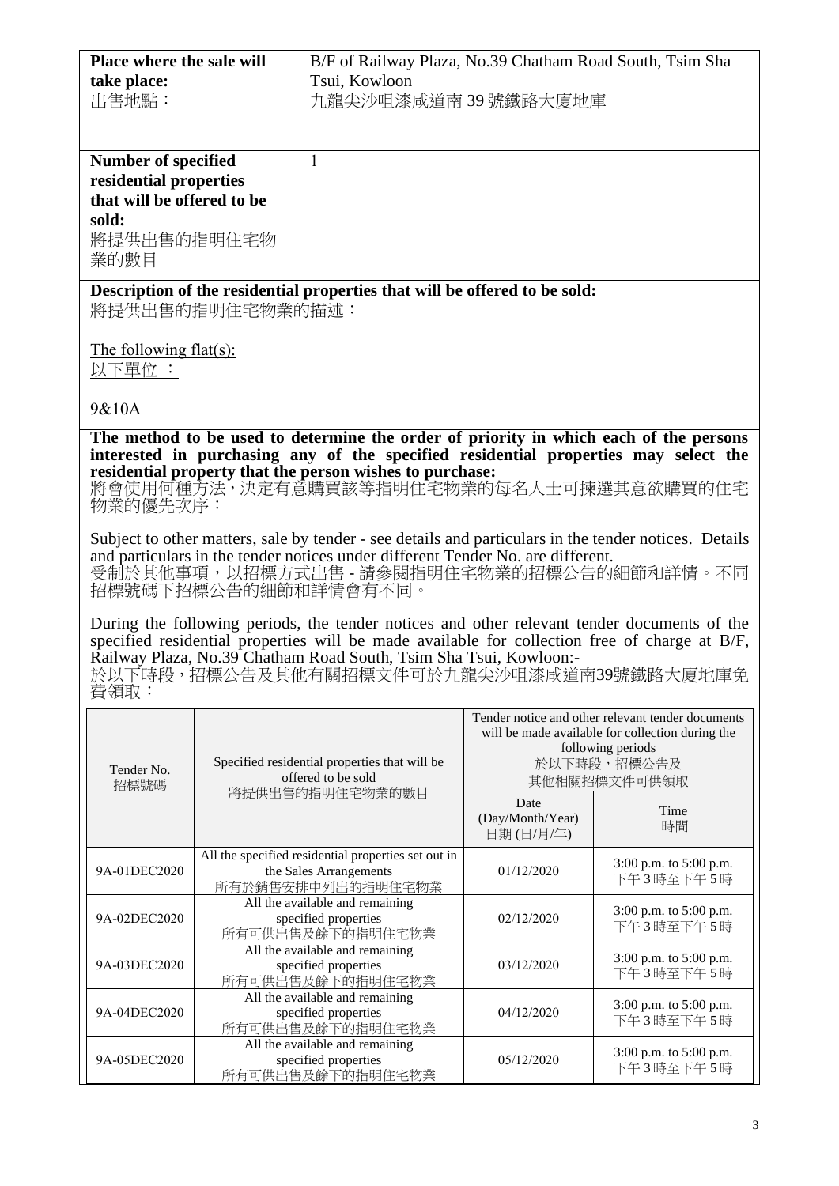| **Place where the sale will take place:** 出售地點： | B/F of Railway Plaza, No.39 Chatham Road South, Tsim Sha Tsui, Kowloon 九龍尖沙咀漆咸道南 39 號鐵路大廈地庫 |
|---|---|
| **Number of specified residential properties that will be offered to be sold:** 將提供出售的指明住宅物業的數目 | 1 |

**Description of the residential properties that will be offered to be sold:**
將提供出售的指明住宅物業的描述：

The following flat(s):
以下單位 ：

9&10A

**The method to be used to determine the order of priority in which each of the persons interested in purchasing any of the specified residential properties may select the residential property that the person wishes to purchase:**
將會使用何種方法，決定有意購買該等指明住宅物業的每名人士可揀選其意欲購買的住宅物業的優先次序：

Subject to other matters, sale by tender - see details and particulars in the tender notices. Details and particulars in the tender notices under different Tender No. are different.
受制於其他事項，以招標方式出售 - 請參閱指明住宅物業的招標公告的細節和詳情。不同招標號碼下招標公告的細節和詳情會有不同。

During the following periods, the tender notices and other relevant tender documents of the specified residential properties will be made available for collection free of charge at B/F, Railway Plaza, No.39 Chatham Road South, Tsim Sha Tsui, Kowloon:-
於以下時段，招標公告及其他有關招標文件可於九龍尖沙咀漆咸道南39號鐵路大廈地庫免費領取：

| Tender No. 招標號碼 | Specified residential properties that will be offered to be sold 將提供出售的指明住宅物業的數目 | Tender notice and other relevant tender documents will be made available for collection during the following periods 於以下時段，招標公告及其他相關招標文件可供領取 | |
|---|---|---|---|
| | | Date (Day/Month/Year) 日期 (日/月/年) | Time 時間 |
| 9A-01DEC2020 | All the specified residential properties set out in the Sales Arrangements 所有於銷售安排中列出的指明住宅物業 | 01/12/2020 | 3:00 p.m. to 5:00 p.m. 下午 3 時至下午 5 時 |
| 9A-02DEC2020 | All the available and remaining specified properties 所有可供出售及餘下的指明住宅物業 | 02/12/2020 | 3:00 p.m. to 5:00 p.m. 下午 3 時至下午 5 時 |
| 9A-03DEC2020 | All the available and remaining specified properties 所有可供出售及餘下的指明住宅物業 | 03/12/2020 | 3:00 p.m. to 5:00 p.m. 下午 3 時至下午 5 時 |
| 9A-04DEC2020 | All the available and remaining specified properties 所有可供出售及餘下的指明住宅物業 | 04/12/2020 | 3:00 p.m. to 5:00 p.m. 下午 3 時至下午 5 時 |
| 9A-05DEC2020 | All the available and remaining specified properties 所有可供出售及餘下的指明住宅物業 | 05/12/2020 | 3:00 p.m. to 5:00 p.m. 下午 3 時至下午 5 時 |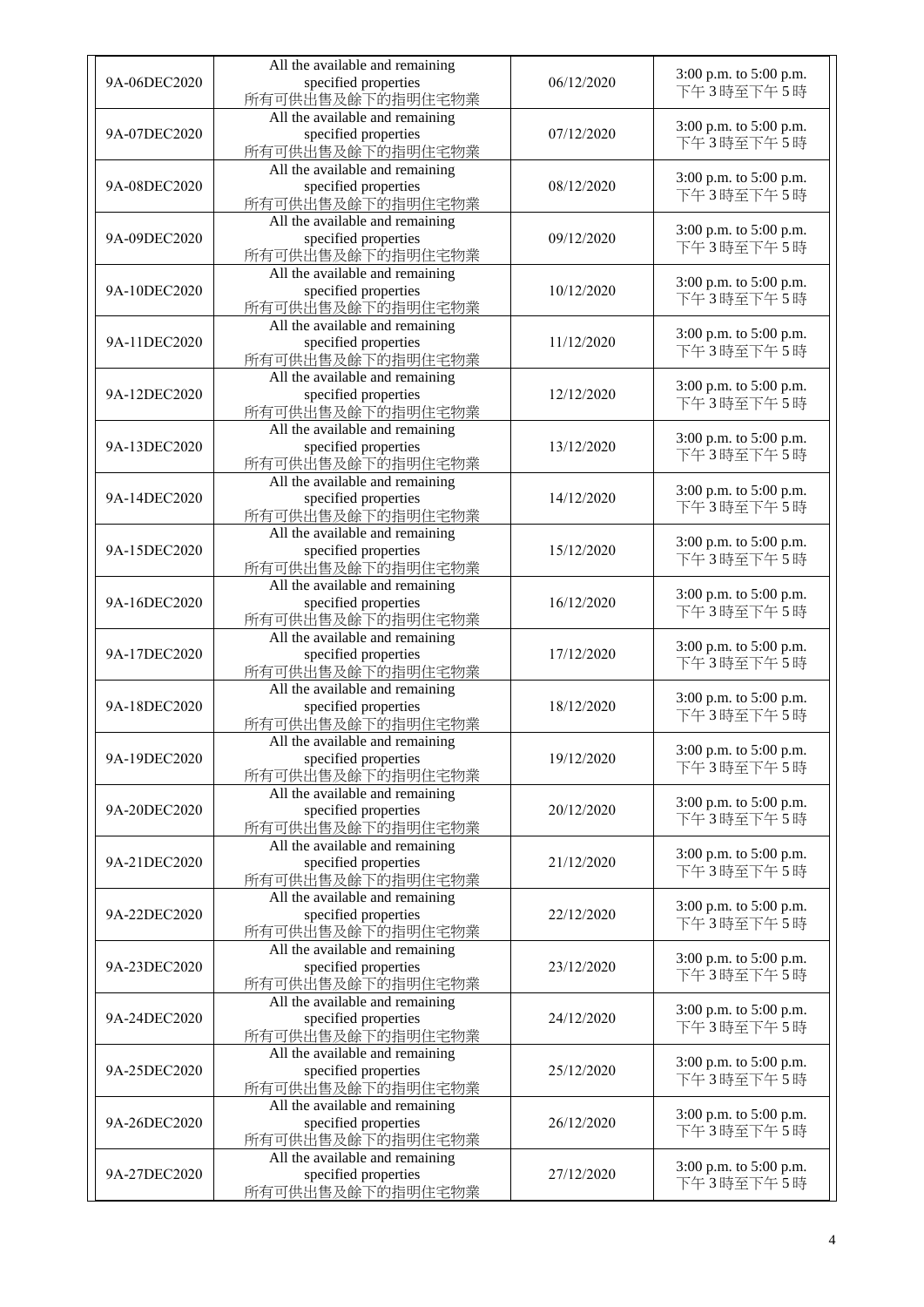| | | | |
|---|---|---|---|
| 9A-06DEC2020 | All the available and remaining specified properties 所有可供出售及餘下的指明住宅物業 | 06/12/2020 | 3:00 p.m. to 5:00 p.m. 下午3時至下午5時 |
| 9A-07DEC2020 | All the available and remaining specified properties 所有可供出售及餘下的指明住宅物業 | 07/12/2020 | 3:00 p.m. to 5:00 p.m. 下午3時至下午5時 |
| 9A-08DEC2020 | All the available and remaining specified properties 所有可供出售及餘下的指明住宅物業 | 08/12/2020 | 3:00 p.m. to 5:00 p.m. 下午3時至下午5時 |
| 9A-09DEC2020 | All the available and remaining specified properties 所有可供出售及餘下的指明住宅物業 | 09/12/2020 | 3:00 p.m. to 5:00 p.m. 下午3時至下午5時 |
| 9A-10DEC2020 | All the available and remaining specified properties 所有可供出售及餘下的指明住宅物業 | 10/12/2020 | 3:00 p.m. to 5:00 p.m. 下午3時至下午5時 |
| 9A-11DEC2020 | All the available and remaining specified properties 所有可供出售及餘下的指明住宅物業 | 11/12/2020 | 3:00 p.m. to 5:00 p.m. 下午3時至下午5時 |
| 9A-12DEC2020 | All the available and remaining specified properties 所有可供出售及餘下的指明住宅物業 | 12/12/2020 | 3:00 p.m. to 5:00 p.m. 下午3時至下午5時 |
| 9A-13DEC2020 | All the available and remaining specified properties 所有可供出售及餘下的指明住宅物業 | 13/12/2020 | 3:00 p.m. to 5:00 p.m. 下午3時至下午5時 |
| 9A-14DEC2020 | All the available and remaining specified properties 所有可供出售及餘下的指明住宅物業 | 14/12/2020 | 3:00 p.m. to 5:00 p.m. 下午3時至下午5時 |
| 9A-15DEC2020 | All the available and remaining specified properties 所有可供出售及餘下的指明住宅物業 | 15/12/2020 | 3:00 p.m. to 5:00 p.m. 下午3時至下午5時 |
| 9A-16DEC2020 | All the available and remaining specified properties 所有可供出售及餘下的指明住宅物業 | 16/12/2020 | 3:00 p.m. to 5:00 p.m. 下午3時至下午5時 |
| 9A-17DEC2020 | All the available and remaining specified properties 所有可供出售及餘下的指明住宅物業 | 17/12/2020 | 3:00 p.m. to 5:00 p.m. 下午3時至下午5時 |
| 9A-18DEC2020 | All the available and remaining specified properties 所有可供出售及餘下的指明住宅物業 | 18/12/2020 | 3:00 p.m. to 5:00 p.m. 下午3時至下午5時 |
| 9A-19DEC2020 | All the available and remaining specified properties 所有可供出售及餘下的指明住宅物業 | 19/12/2020 | 3:00 p.m. to 5:00 p.m. 下午3時至下午5時 |
| 9A-20DEC2020 | All the available and remaining specified properties 所有可供出售及餘下的指明住宅物業 | 20/12/2020 | 3:00 p.m. to 5:00 p.m. 下午3時至下午5時 |
| 9A-21DEC2020 | All the available and remaining specified properties 所有可供出售及餘下的指明住宅物業 | 21/12/2020 | 3:00 p.m. to 5:00 p.m. 下午3時至下午5時 |
| 9A-22DEC2020 | All the available and remaining specified properties 所有可供出售及餘下的指明住宅物業 | 22/12/2020 | 3:00 p.m. to 5:00 p.m. 下午3時至下午5時 |
| 9A-23DEC2020 | All the available and remaining specified properties 所有可供出售及餘下的指明住宅物業 | 23/12/2020 | 3:00 p.m. to 5:00 p.m. 下午3時至下午5時 |
| 9A-24DEC2020 | All the available and remaining specified properties 所有可供出售及餘下的指明住宅物業 | 24/12/2020 | 3:00 p.m. to 5:00 p.m. 下午3時至下午5時 |
| 9A-25DEC2020 | All the available and remaining specified properties 所有可供出售及餘下的指明住宅物業 | 25/12/2020 | 3:00 p.m. to 5:00 p.m. 下午3時至下午5時 |
| 9A-26DEC2020 | All the available and remaining specified properties 所有可供出售及餘下的指明住宅物業 | 26/12/2020 | 3:00 p.m. to 5:00 p.m. 下午3時至下午5時 |
| 9A-27DEC2020 | All the available and remaining specified properties 所有可供出售及餘下的指明住宅物業 | 27/12/2020 | 3:00 p.m. to 5:00 p.m. 下午3時至下午5時 |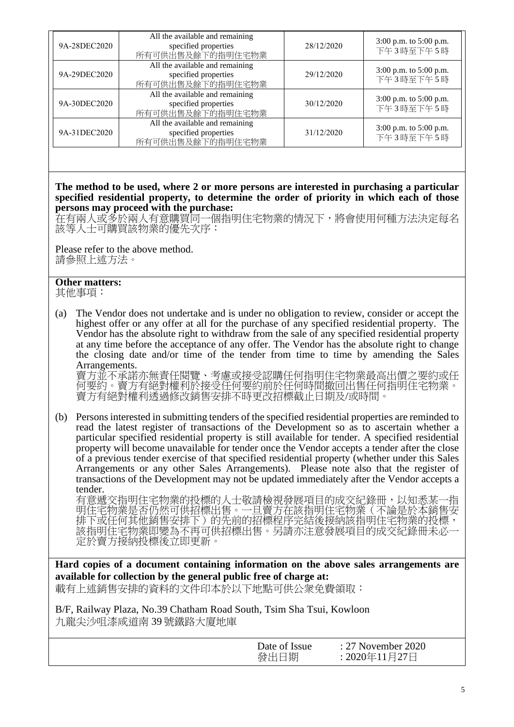| | | | |
|---|---|---|---|
| 9A-28DEC2020 | All the available and remaining specified properties 所有可供出售及餘下的指明住宅物業 | 28/12/2020 | 3:00 p.m. to 5:00 p.m. 下午3時至下午5時 |
| 9A-29DEC2020 | All the available and remaining specified properties 所有可供出售及餘下的指明住宅物業 | 29/12/2020 | 3:00 p.m. to 5:00 p.m. 下午3時至下午5時 |
| 9A-30DEC2020 | All the available and remaining specified properties 所有可供出售及餘下的指明住宅物業 | 30/12/2020 | 3:00 p.m. to 5:00 p.m. 下午3時至下午5時 |
| 9A-31DEC2020 | All the available and remaining specified properties 所有可供出售及餘下的指明住宅物業 | 31/12/2020 | 3:00 p.m. to 5:00 p.m. 下午3時至下午5時 |

**The method to be used, where 2 or more persons are interested in purchasing a particular specified residential property, to determine the order of priority in which each of those persons may proceed with the purchase:**
在有兩人或多於兩人有意購買同一個指明住宅物業的情況下，將會使用何種方法決定每名該等人士可購買該物業的優先次序：

Please refer to the above method.
請參照上述方法。

**Other matters:**
其他事項：

(a) The Vendor does not undertake and is under no obligation to review, consider or accept the highest offer or any offer at all for the purchase of any specified residential property. The Vendor has the absolute right to withdraw from the sale of any specified residential property at any time before the acceptance of any offer. The Vendor has the absolute right to change the closing date and/or time of the tender from time to time by amending the Sales Arrangements.
賣方並不承諾亦無責任閱覽、考慮或接受認購任何指明住宅物業最高出價之要約或任何要約。賣方有絕對權利於接受任何要約前於任何時間撤回出售任何指明住宅物業。賣方有絕對權利透過修改銷售安排不時更改招標截止日期及/或時間。

(b) Persons interested in submitting tenders of the specified residential properties are reminded to read the latest register of transactions of the Development so as to ascertain whether a particular specified residential property is still available for tender. A specified residential property will become unavailable for tender once the Vendor accepts a tender after the close of a previous tender exercise of that specified residential property (whether under this Sales Arrangements or any other Sales Arrangements). Please note also that the register of transactions of the Development may not be updated immediately after the Vendor accepts a tender.
有意遞交指明住宅物業的投標的人士敬請檢視發展項目的成交紀錄冊，以知悉某一指明住宅物業是否仍然可供招標出售。一旦賣方在該指明住宅物業（不論是於本銷售安排下或任何其他銷售安排下）的先前的招標程序完結後接納該指明住宅物業的投標，該指明住宅物業即變為不再可供招標出售。另請亦注意發展項目的成交紀錄冊未必一定於賣方接納投標後立即更新。

**Hard copies of a document containing information on the above sales arrangements are available for collection by the general public free of charge at:**
載有上述銷售安排的資料的文件印本於以下地點可供公眾免費領取：

B/F, Railway Plaza, No.39 Chatham Road South, Tsim Sha Tsui, Kowloon
九龍尖沙咀漆咸道南39號鐵路大廈地庫

Date of Issue 發出日期 : 27 November 2020 : 2020年11月27日